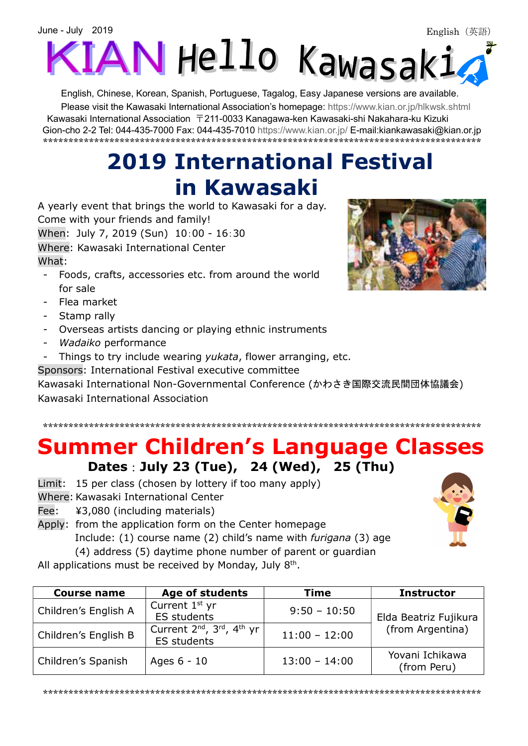June - July 2019

English（英語）

# KIAN Hello Kawasaki

English, Chinese, Korean, Spanish, Portuguese, Tagalog, Easy Japanese versions are available.
Please visit the Kawasaki International Association's homepage: https://www.kian.or.jp/hlkwsk.shtml
Kawasaki International Association 〒211-0033 Kanagawa-ken Kawasaki-shi Nakahara-ku Kizuki Gion-cho 2-2 Tel: 044-435-7000 Fax: 044-435-7010 https://www.kian.or.jp/ E-mail:kiankawasaki@kian.or.jp

\*\*\*\*\*\*\*\*\*\*\*\*\*\*\*\*\*\*\*\*\*\*\*\*\*\*\*\*\*\*\*\*\*\*\*\*\*\*\*\*\*\*\*\*\*\*\*\*\*\*\*\*\*\*\*\*\*\*\*\*\*\*\*\*\*\*\*\*\*\*\*\*\*\*\*\*\*\*\*\*\*\*\*\*\*\*\*\*\*\*

## 2019 International Festival in Kawasaki

A yearly event that brings the world to Kawasaki for a day.
Come with your friends and family!

When: July 7, 2019 (Sun) 10：00 - 16：30
Where: Kawasaki International Center
What:

- Foods, crafts, accessories etc. from around the world for sale
- Flea market
- Stamp rally
- Overseas artists dancing or playing ethnic instruments
- *Wadaiko* performance
- Things to try include wearing *yukata*, flower arranging, etc.

Sponsors: International Festival executive committee
Kawasaki International Non-Governmental Conference (かわさき国際交流民間団体協議会)
Kawasaki International Association

\*\*\*\*\*\*\*\*\*\*\*\*\*\*\*\*\*\*\*\*\*\*\*\*\*\*\*\*\*\*\*\*\*\*\*\*\*\*\*\*\*\*\*\*\*\*\*\*\*\*\*\*\*\*\*\*\*\*\*\*\*\*\*\*\*\*\*\*\*\*\*\*\*\*\*\*\*\*\*\*\*\*\*\*\*\*\*\*\*\*

## Summer Children's Language Classes

**Dates：July 23 (Tue), 24 (Wed), 25 (Thu)**

Limit: 15 per class (chosen by lottery if too many apply)
Where: Kawasaki International Center
Fee: ¥3,080 (including materials)
Apply: from the application form on the Center homepage
Include: (1) course name (2) child's name with *furigana* (3) age (4) address (5) daytime phone number of parent or guardian
All applications must be received by Monday, July 8th.

| Course name | Age of students | Time | Instructor |
|---|---|---|---|
| Children's English A | Current 1st yr ES students | 9:50 – 10:50 | Elda Beatriz Fujikura (from Argentina) |
| Children's English B | Current 2nd, 3rd, 4th yr ES students | 11:00 – 12:00 | |
| Children's Spanish | Ages 6 - 10 | 13:00 – 14:00 | Yovani Ichikawa (from Peru) |

\*\*\*\*\*\*\*\*\*\*\*\*\*\*\*\*\*\*\*\*\*\*\*\*\*\*\*\*\*\*\*\*\*\*\*\*\*\*\*\*\*\*\*\*\*\*\*\*\*\*\*\*\*\*\*\*\*\*\*\*\*\*\*\*\*\*\*\*\*\*\*\*\*\*\*\*\*\*\*\*\*\*\*\*\*\*\*\*\*\*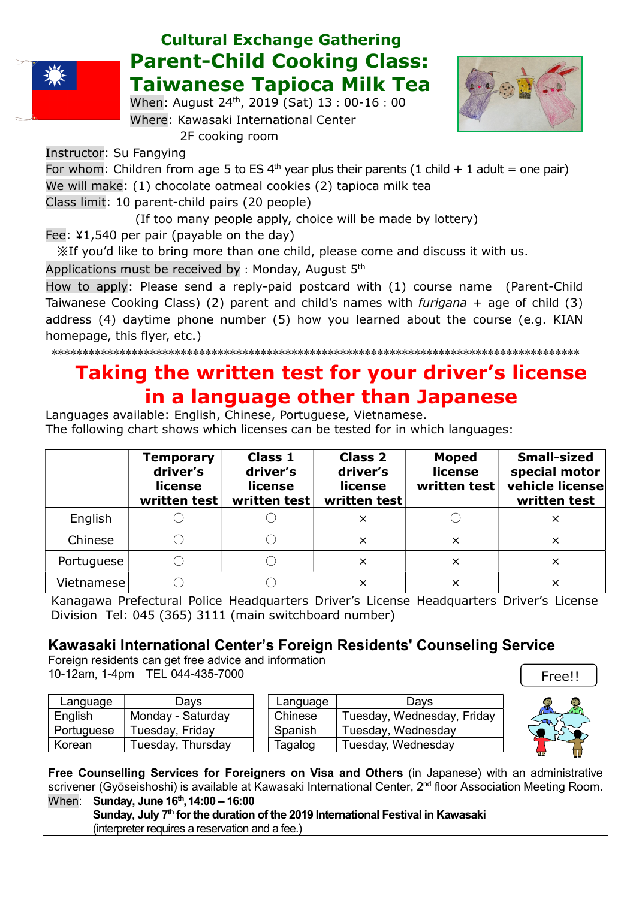### Cultural Exchange Gathering

# Parent-Child Cooking Class: Taiwanese Tapioca Milk Tea

When: August 24th, 2019 (Sat) 13：00-16：00

Where: Kawasaki International Center 2F cooking room

Instructor: Su Fangying

For whom: Children from age 5 to ES 4th year plus their parents (1 child + 1 adult = one pair)

We will make: (1) chocolate oatmeal cookies (2) tapioca milk tea

Class limit: 10 parent-child pairs (20 people)

(If too many people apply, choice will be made by lottery)

Fee: ¥1,540 per pair (payable on the day)

※If you'd like to bring more than one child, please come and discuss it with us.

Applications must be received by : Monday, August 5th

How to apply: Please send a reply-paid postcard with (1) course name (Parent-Child Taiwanese Cooking Class) (2) parent and child's names with *furigana* + age of child (3) address (4) daytime phone number (5) how you learned about the course (e.g. KIAN homepage, this flyer, etc.)

*******************************************************************************************

# Taking the written test for your driver's license in a language other than Japanese

Languages available: English, Chinese, Portuguese, Vietnamese.
The following chart shows which licenses can be tested for in which languages:

| | Temporary driver's license written test | Class 1 driver's license written test | Class 2 driver's license written test | Moped license written test | Small-sized special motor vehicle license written test |
|---|---|---|---|---|---|
| English | 〇 | 〇 | × | 〇 | × |
| Chinese | 〇 | 〇 | × | × | × |
| Portuguese | 〇 | 〇 | × | × | × |
| Vietnamese | 〇 | 〇 | × | × | × |

Kanagawa Prefectural Police Headquarters Driver's License Headquarters Driver's License Division Tel: 045 (365) 3111 (main switchboard number)

## Kawasaki International Center's Foreign Residents' Counseling Service

Foreign residents can get free advice and information
10-12am, 1-4pm TEL 044-435-7000

Free!!

| Language | Days |
|---|---|
| English | Monday - Saturday |
| Portuguese | Tuesday, Friday |
| Korean | Tuesday, Thursday |

| Language | Days |
|---|---|
| Chinese | Tuesday, Wednesday, Friday |
| Spanish | Tuesday, Wednesday |
| Tagalog | Tuesday, Wednesday |

**Free Counselling Services for Foreigners on Visa and Others** (in Japanese) with an administrative scrivener (Gyōseishoshi) is available at Kawasaki International Center, 2nd floor Association Meeting Room.

When: **Sunday, June 16th, 14:00 – 16:00**

**Sunday, July 7th for the duration of the 2019 International Festival in Kawasaki**

(interpreter requires a reservation and a fee.)